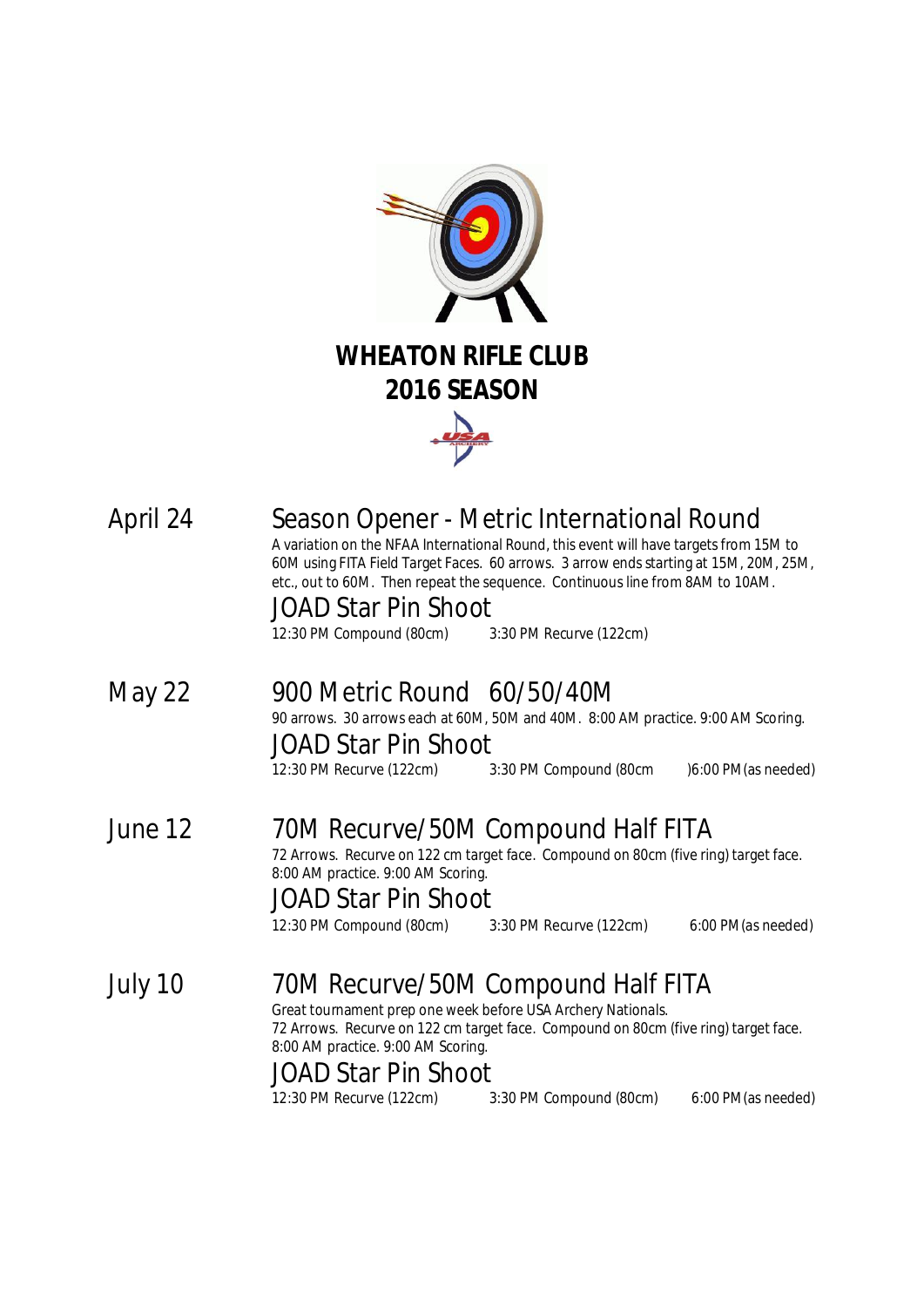# WHEATON RIFLE CLUB
# 2016 SEASON

**April 24**

## Season Opener - Metric International Round

A variation on the NFAA International Round, this event will have targets from 15M to 60M using FITA Field Target Faces. 60 arrows. 3 arrow ends starting at 15M, 20M, 25M, etc., out to 60M. Then repeat the sequence. Continuous line from 8AM to 10AM.

## JOAD Star Pin Shoot

12:30 PM Compound (80cm)    3:30 PM Recurve (122cm)

**May 22**

## 900 Metric Round 60/50/40M

90 arrows. 30 arrows each at 60M, 50M and 40M. 8:00 AM practice. 9:00 AM Scoring.

## JOAD Star Pin Shoot

12:30 PM Recurve (122cm)    3:30 PM Compound (80cm    )6:00 PM (as needed)

**June 12**

## 70M Recurve/50M Compound Half FITA

72 Arrows. Recurve on 122 cm target face. Compound on 80cm (five ring) target face. 8:00 AM practice. 9:00 AM Scoring.

## JOAD Star Pin Shoot

12:30 PM Compound (80cm)    3:30 PM Recurve (122cm)    6:00 PM (as needed)

**July 10**

## 70M Recurve/50M Compound Half FITA

Great tournament prep one week before USA Archery Nationals.
72 Arrows. Recurve on 122 cm target face. Compound on 80cm (five ring) target face. 8:00 AM practice. 9:00 AM Scoring.

## JOAD Star Pin Shoot

12:30 PM Recurve (122cm)    3:30 PM Compound (80cm)    6:00 PM (as needed)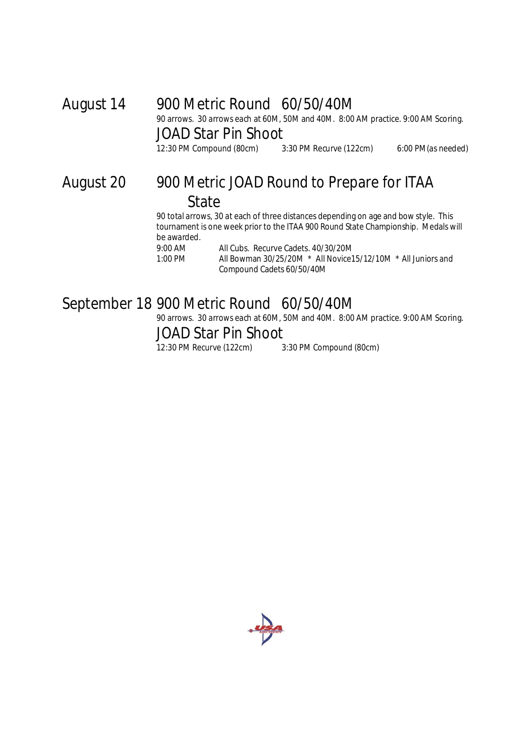## August 14

### 900 Metric Round 60/50/40M

90 arrows. 30 arrows each at 60M, 50M and 40M. 8:00 AM practice. 9:00 AM Scoring.

### JOAD Star Pin Shoot

12:30 PM Compound (80cm)    3:30 PM Recurve (122cm)    6:00 PM (as needed)

## August 20

### 900 Metric JOAD Round to Prepare for ITAA State

90 total arrows, 30 at each of three distances depending on age and bow style. This tournament is one week prior to the ITAA 900 Round State Championship. Medals will be awarded.

9:00 AM    All Cubs. Recurve Cadets. 40/30/20M

1:00 PM    All Bowman 30/25/20M * All Novice15/12/10M * All Juniors and Compound Cadets 60/50/40M

## September 18

### 900 Metric Round 60/50/40M

90 arrows. 30 arrows each at 60M, 50M and 40M. 8:00 AM practice. 9:00 AM Scoring.

### JOAD Star Pin Shoot

12:30 PM Recurve (122cm)    3:30 PM Compound (80cm)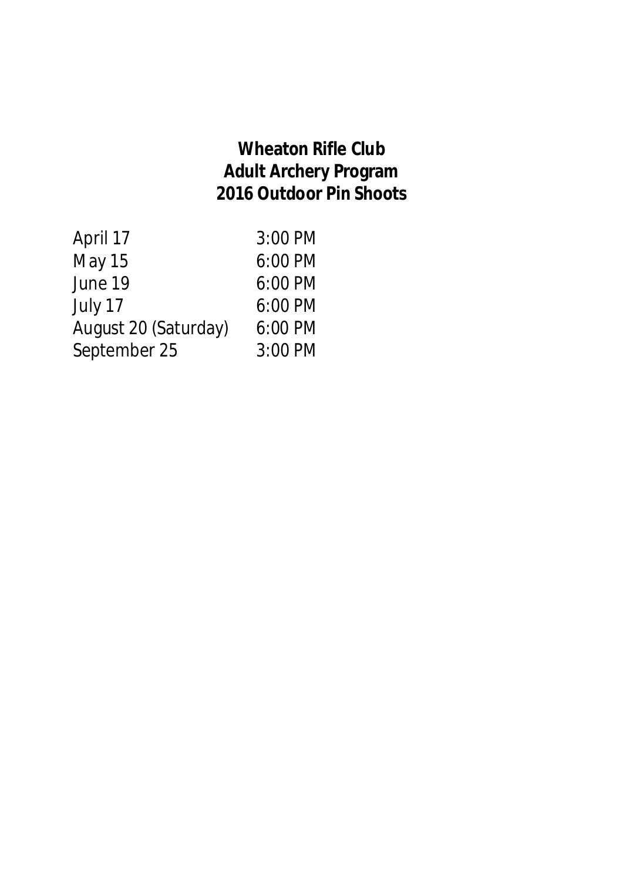# Wheaton Rifle Club
## Adult Archery Program
## 2016 Outdoor Pin Shoots

| | |
|---|---|
| April 17 | 3:00 PM |
| May 15 | 6:00 PM |
| June 19 | 6:00 PM |
| July 17 | 6:00 PM |
| August 20 (Saturday) | 6:00 PM |
| September 25 | 3:00 PM |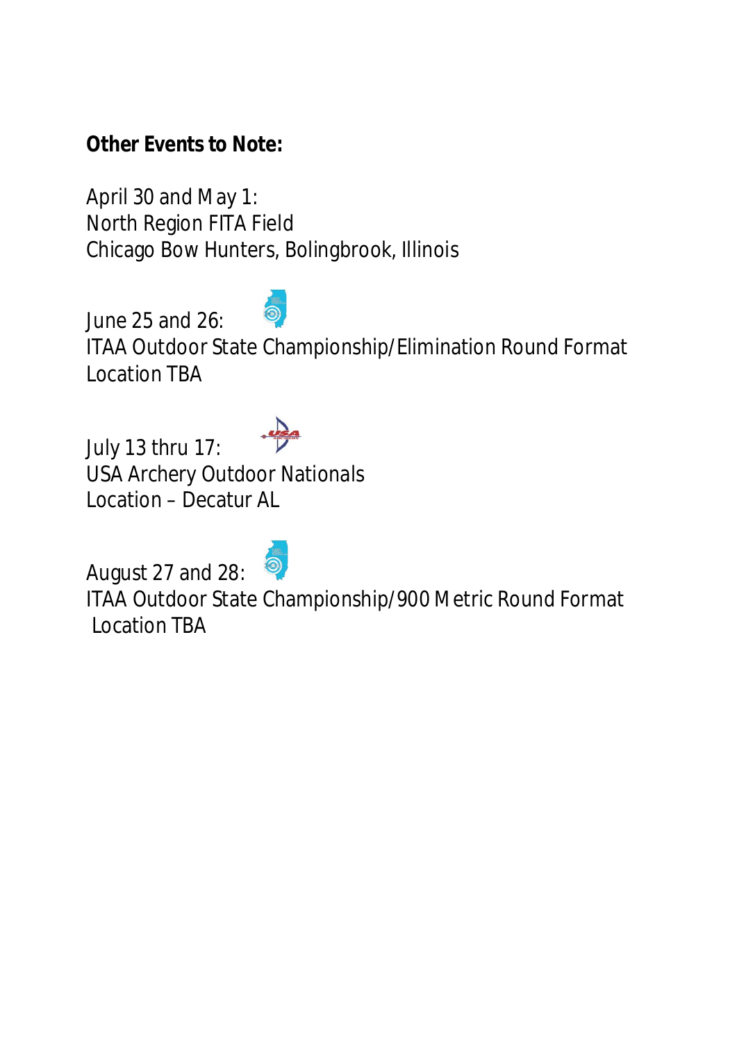**Other Events to Note:**

April 30 and May 1:
North Region FITA Field
Chicago Bow Hunters, Bolingbrook, Illinois

June 25 and 26:
ITAA Outdoor State Championship/Elimination Round Format
Location TBA

July 13 thru 17:
USA Archery Outdoor Nationals
Location – Decatur AL

August 27 and 28:
ITAA Outdoor State Championship/900 Metric Round Format
Location TBA